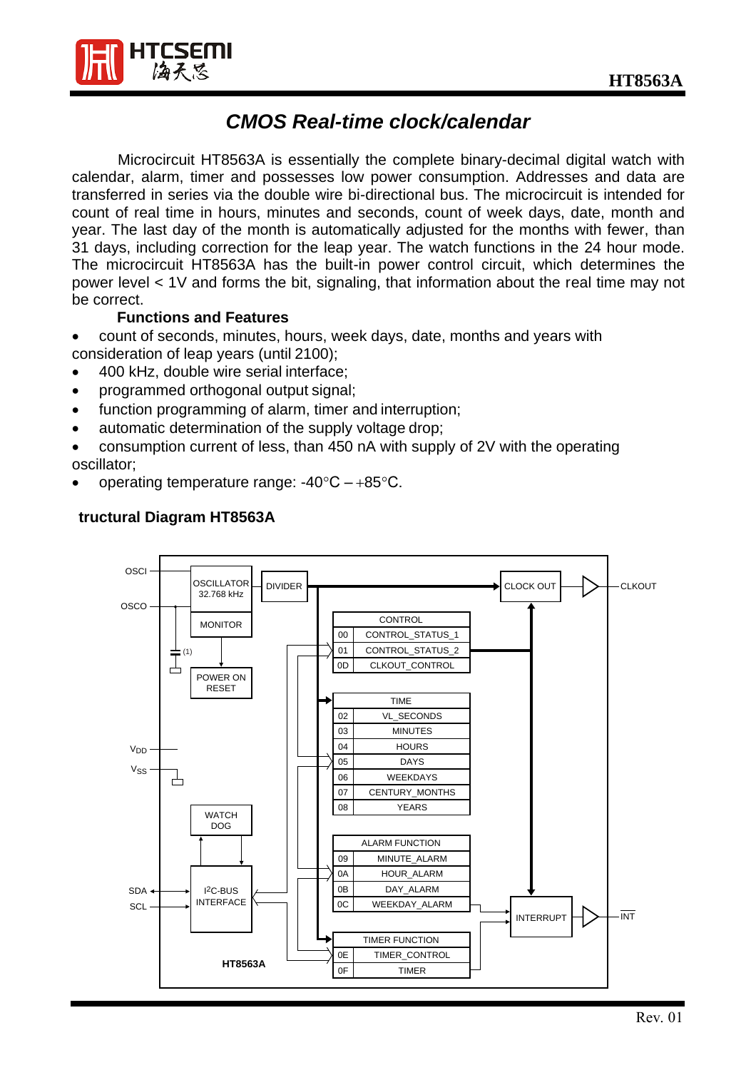# CMOS Real-time clock/calendar

Microcircuit HT8563A is essentially the complete binary-decimal digital watch with calendar, alarm, timer and possesses low power consumption. Addresses and data are transferred in series via the double wire bi-directional bus. The microcircuit is intended for count of real time in hours, minutes and seconds, count of week days, date, month and year. The last day of the month is automatically adjusted for the months with fewer, than 31 days, including correction for the leap year. The watch functions in the 24 hour mode. The microcircuit HT8563A has the built-in power control circuit, which determines the power level < 1V and forms the bit, signaling, that information about the real time may not be correct.

**Functions and Features**

- count of seconds, minutes, hours, week days, date, months and years with consideration of leap years (until 2100);
- 400 kHz, double wire serial interface;
- programmed orthogonal output signal;
- function programming of alarm, timer and interruption;
- automatic determination of the supply voltage drop;
- consumption current of less, than 450 nA with supply of 2V with the operating oscillator;
- operating temperature range: -40°C – +85°C.

**tructural Diagram HT8563A**

OSCI, OSCO — OSCILLATOR 32.768 kHz — DIVIDER — CLOCK OUT — CLKOUT

MONITOR — POWER ON RESET

(1)

$V_{DD}$, $V_{SS}$

WATCH DOG

SDA, SCL — I2C-BUS INTERFACE

| | CONTROL |
|---|---|
| 00 | CONTROL_STATUS_1 |
| 01 | CONTROL_STATUS_2 |
| 0D | CLKOUT_CONTROL |

| | TIME |
|---|---|
| 02 | VL_SECONDS |
| 03 | MINUTES |
| 04 | HOURS |
| 05 | DAYS |
| 06 | WEEKDAYS |
| 07 | CENTURY_MONTHS |
| 08 | YEARS |

| | ALARM FUNCTION |
|---|---|
| 09 | MINUTE_ALARM |
| 0A | HOUR_ALARM |
| 0B | DAY_ALARM |
| 0C | WEEKDAY_ALARM |

| | TIMER FUNCTION |
|---|---|
| 0E | TIMER_CONTROL |
| 0F | TIMER |

INTERRUPT — $\overline{INT}$

HT8563A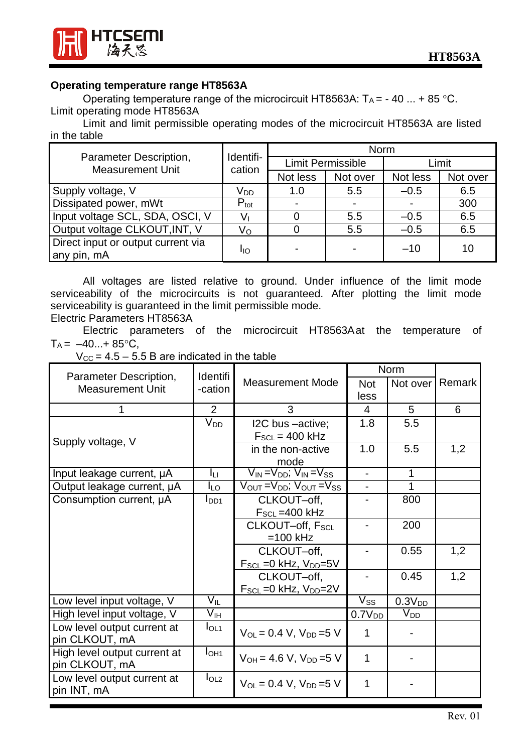### Operating temperature range HT8563A

Operating temperature range of the microcircuit HT8563A: $T_A$ = - 40 ... + 85 °C.

Limit operating mode HT8563A

Limit and limit permissible operating modes of the microcircuit HT8563A are listed in the table

| Parameter Description, Measurement Unit | Identification | Norm | | | |
|---|---|---|---|---|---|
| | | Limit Permissible | | Limit | |
| | | Not less | Not over | Not less | Not over |
| Supply voltage, V | $V_{DD}$ | 1.0 | 5.5 | –0.5 | 6.5 |
| Dissipated power, mWt | $P_{tot}$ | - | - | - | 300 |
| Input voltage SCL, SDA, OSCI, V | $V_I$ | 0 | 5.5 | –0.5 | 6.5 |
| Output voltage CLKOUT,INT, V | $V_O$ | 0 | 5.5 | –0.5 | 6.5 |
| Direct input or output current via any pin, mA | $I_{IO}$ | - | - | –10 | 10 |

All voltages are listed relative to ground. Under influence of the limit mode serviceability of the microcircuits is not guaranteed. After plotting the limit mode serviceability is guaranteed in the limit permissible mode.

Electric Parameters HT8563A

Electric parameters of the microcircuit HT8563A at the temperature of $T_A$ = –40...+ 85°C,

$V_{CC}$ = 4.5 – 5.5 B are indicated in the table

| Parameter Description, Measurement Unit | Identification | Measurement Mode | Norm | | Remark |
|---|---|---|---|---|---|
| | | | Not less | Not over | |
| 1 | 2 | 3 | 4 | 5 | 6 |
| Supply voltage, V | $V_{DD}$ | I2C bus –active; $F_{SCL}$ = 400 kHz | 1.8 | 5.5 | |
| | | in the non-active mode | 1.0 | 5.5 | 1,2 |
| Input leakage current, µA | $I_{LI}$ | $V_{IN} = V_{DD}$; $V_{IN} = V_{SS}$ | - | 1 | |
| Output leakage current, µA | $I_{LO}$ | $V_{OUT} = V_{DD}$; $V_{OUT} = V_{SS}$ | - | 1 | |
| Consumption current, µA | $I_{DD1}$ | CLKOUT–off, $F_{SCL}$ =400 kHz | - | 800 | |
| | | CLKOUT–off, $F_{SCL}$ =100 kHz | - | 200 | |
| | | CLKOUT–off, $F_{SCL}$ =0 kHz, $V_{DD}$=5V | - | 0.55 | 1,2 |
| | | CLKOUT–off, $F_{SCL}$ =0 kHz, $V_{DD}$=2V | - | 0.45 | 1,2 |
| Low level input voltage, V | $V_{IL}$ | | $V_{SS}$ | $0.3V_{DD}$ | |
| High level input voltage, V | $V_{IH}$ | | $0.7V_{DD}$ | $V_{DD}$ | |
| Low level output current at pin CLKOUT, mA | $I_{OL1}$ | $V_{OL}$ = 0.4 V, $V_{DD}$ =5 V | 1 | - | |
| High level output current at pin CLKOUT, mA | $I_{OH1}$ | $V_{OH}$ = 4.6 V, $V_{DD}$ =5 V | 1 | - | |
| Low level output current at pin INT, mA | $I_{OL2}$ | $V_{OL}$ = 0.4 V, $V_{DD}$ =5 V | 1 | - | |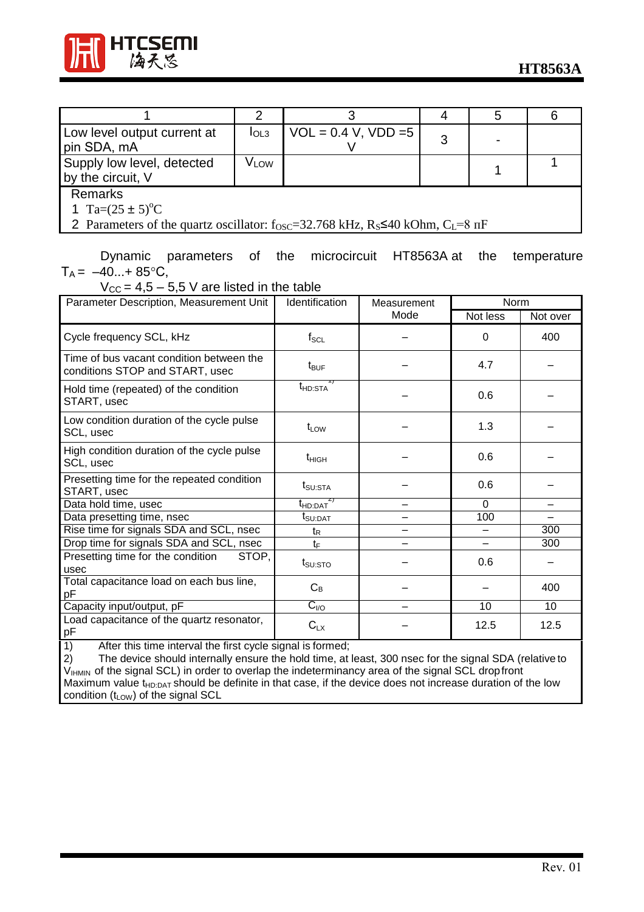| 1 | 2 | 3 | 4 | 5 | 6 |
|---|---|---|---|---|---|
| Low level output current at pin SDA, mA | $I_{OL3}$ | VOL = 0.4 V, VDD =5 V | 3 | - | |
| Supply low level, detected by the circuit, V | $V_{LOW}$ | | | 1 | 1 |

Remarks

1 $T_a$=(25 ± 5)°C

2 Parameters of the quartz oscillator: $f_{OSC}$=32.768 kHz, $R_S$≤40 kOhm, $C_L$=8 пF

Dynamic parameters of the microcircuit HT8563A at the temperature $T_A$ = –40...+ 85°C,

$V_{CC}$ = 4,5 – 5,5 V are listed in the table

| Parameter Description, Measurement Unit | Identification | Measurement Mode | Norm | |
|---|---|---|---|---|
| | | | Not less | Not over |
| Cycle frequency SCL, kHz | $f_{SCL}$ | – | 0 | 400 |
| Time of bus vacant condition between the conditions STOP and START, usec | $t_{BUF}$ | – | 4.7 | – |
| Hold time (repeated) of the condition START, usec | $t_{HD:STA}$ 1) | – | 0.6 | – |
| Low condition duration of the cycle pulse SCL, usec | $t_{LOW}$ | – | 1.3 | – |
| High condition duration of the cycle pulse SCL, usec | $t_{HIGH}$ | – | 0.6 | – |
| Presetting time for the repeated condition START, usec | $t_{SU:STA}$ | – | 0.6 | – |
| Data hold time, usec | $t_{HD:DAT}$ 2) | – | 0 | – |
| Data presetting time, nsec | $t_{SU:DAT}$ | – | 100 | – |
| Rise time for signals SDA and SCL, nsec | $t_R$ | – | – | 300 |
| Drop time for signals SDA and SCL, nsec | $t_F$ | – | – | 300 |
| Presetting time for the condition STOP, usec | $t_{SU:STO}$ | – | 0.6 | – |
| Total capacitance load on each bus line, pF | $C_B$ | – | – | 400 |
| Capacity input/output, pF | $C_{I/O}$ | – | 10 | 10 |
| Load capacitance of the quartz resonator, pF | $C_{LX}$ | – | 12.5 | 12.5 |

1) After this time interval the first cycle signal is formed;

2) The device should internally ensure the hold time, at least, 300 nsec for the signal SDA (relative to $V_{IHMIN}$ of the signal SCL) in order to overlap the indeterminancy area of the signal SCL drop front Maximum value $t_{HD:DAT}$ should be definite in that case, if the device does not increase duration of the low condition ($t_{LOW}$) of the signal SCL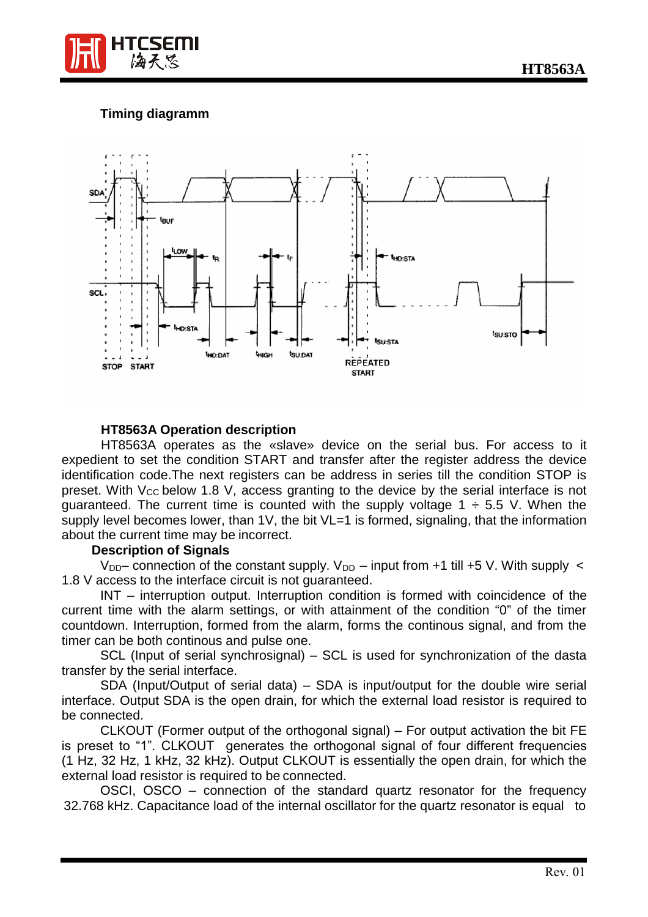**Timing diagramm**

**HT8563A Operation description**

HT8563A operates as the «slave» device on the serial bus. For access to it expedient to set the condition START and transfer after the register address the device identification code.The next registers can be address in series till the condition STOP is preset. With $V_{CC}$ below 1.8 V, access granting to the device by the serial interface is not guaranteed. The current time is counted with the supply voltage 1 ÷ 5.5 V. When the supply level becomes lower, than 1V, the bit VL=1 is formed, signaling, that the information about the current time may be incorrect.

**Description of Signals**

$V_{DD}$– connection of the constant supply. $V_{DD}$ – input from +1 till +5 V. With supply < 1.8 V access to the interface circuit is not guaranteed.

INT – interruption output. Interruption condition is formed with coincidence of the current time with the alarm settings, or with attainment of the condition "0" of the timer countdown. Interruption, formed from the alarm, forms the continous signal, and from the timer can be both continous and pulse one.

SCL (Input of serial synchrosignal) – SCL is used for synchronization of the dasta transfer by the serial interface.

SDA (Input/Output of serial data) – SDA is input/output for the double wire serial interface. Output SDA is the open drain, for which the external load resistor is required to be connected.

CLKOUT (Former output of the orthogonal signal) – For output activation the bit FE is preset to "1". CLKOUT generates the orthogonal signal of four different frequencies (1 Hz, 32 Hz, 1 kHz, 32 kHz). Output CLKOUT is essentially the open drain, for which the external load resistor is required to be connected.

OSCI, OSCO – connection of the standard quartz resonator for the frequency 32.768 kHz. Capacitance load of the internal oscillator for the quartz resonator is equal to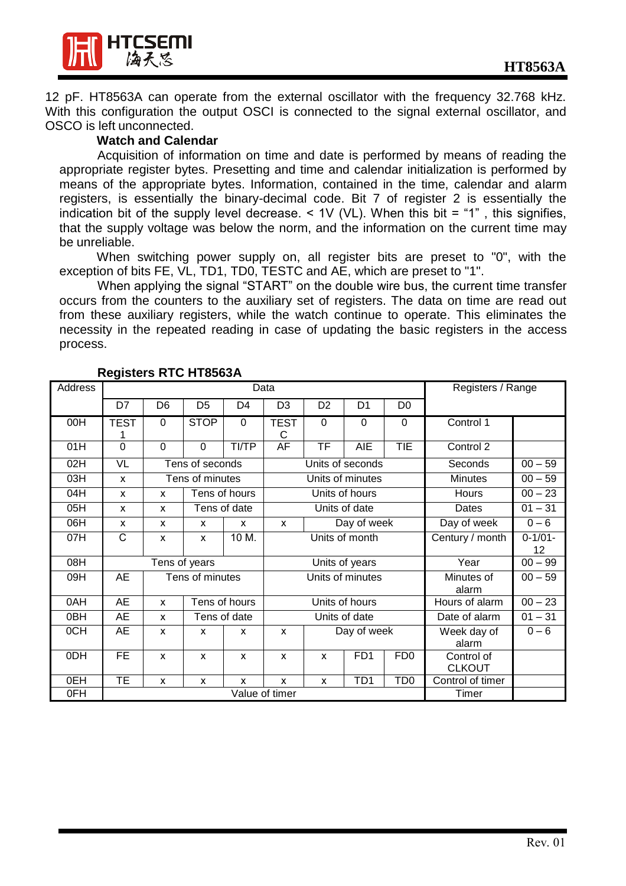12 pF. HT8563A can operate from the external oscillator with the frequency 32.768 kHz. With this configuration the output OSCI is connected to the signal external oscillator, and OSCO is left unconnected.

**Watch and Calendar**

Acquisition of information on time and date is performed by means of reading the appropriate register bytes. Presetting and time and calendar initialization is performed by means of the appropriate bytes. Information, contained in the time, calendar and alarm registers, is essentially the binary-decimal code. Bit 7 of register 2 is essentially the indication bit of the supply level decrease. < 1V (VL). When this bit = "1" , this signifies, that the supply voltage was below the norm, and the information on the current time may be unreliable.

When switching power supply on, all register bits are preset to "0", with the exception of bits FE, VL, TD1, TD0, TESTC and AE, which are preset to "1".

When applying the signal "START" on the double wire bus, the current time transfer occurs from the counters to the auxiliary set of registers. The data on time are read out from these auxiliary registers, while the watch continue to operate. This eliminates the necessity in the repeated reading in case of updating the basic registers in the access process.

**Registers RTC HT8563A**

| Address | Data | | | | | | | | Registers / Range | |
|---|---|---|---|---|---|---|---|---|---|---|
| | D7 | D6 | D5 | D4 | D3 | D2 | D1 | D0 | | |
| 00H | TEST 1 | 0 | STOP | 0 | TEST C | 0 | 0 | 0 | Control 1 | |
| 01H | 0 | 0 | 0 | TI/TP | AF | TF | AIE | TIE | Control 2 | |
| 02H | VL | Tens of seconds | | | Units of seconds | | | | Seconds | 00 – 59 |
| 03H | x | Tens of minutes | | | Units of minutes | | | | Minutes | 00 – 59 |
| 04H | x | x | Tens of hours | | Units of hours | | | | Hours | 00 – 23 |
| 05H | x | x | Tens of date | | Units of date | | | | Dates | 01 – 31 |
| 06H | x | x | x | x | x | Day of week | | | Day of week | 0 – 6 |
| 07H | C | x | x | 10 M. | Units of month | | | | Century / month | 0-1/01-12 |
| 08H | Tens of years | | | | Units of years | | | | Year | 00 – 99 |
| 09H | AE | Tens of minutes | | | Units of minutes | | | | Minutes of alarm | 00 – 59 |
| 0AH | AE | x | Tens of hours | | Units of hours | | | | Hours of alarm | 00 – 23 |
| 0BH | AE | x | Tens of date | | Units of date | | | | Date of alarm | 01 – 31 |
| 0CH | AE | x | x | x | x | Day of week | | | Week day of alarm | 0 – 6 |
| 0DH | FE | x | x | x | x | x | FD1 | FD0 | Control of CLKOUT | |
| 0EH | TE | x | x | x | x | x | TD1 | TD0 | Control of timer | |
| 0FH | Value of timer | | | | | | | | Timer | |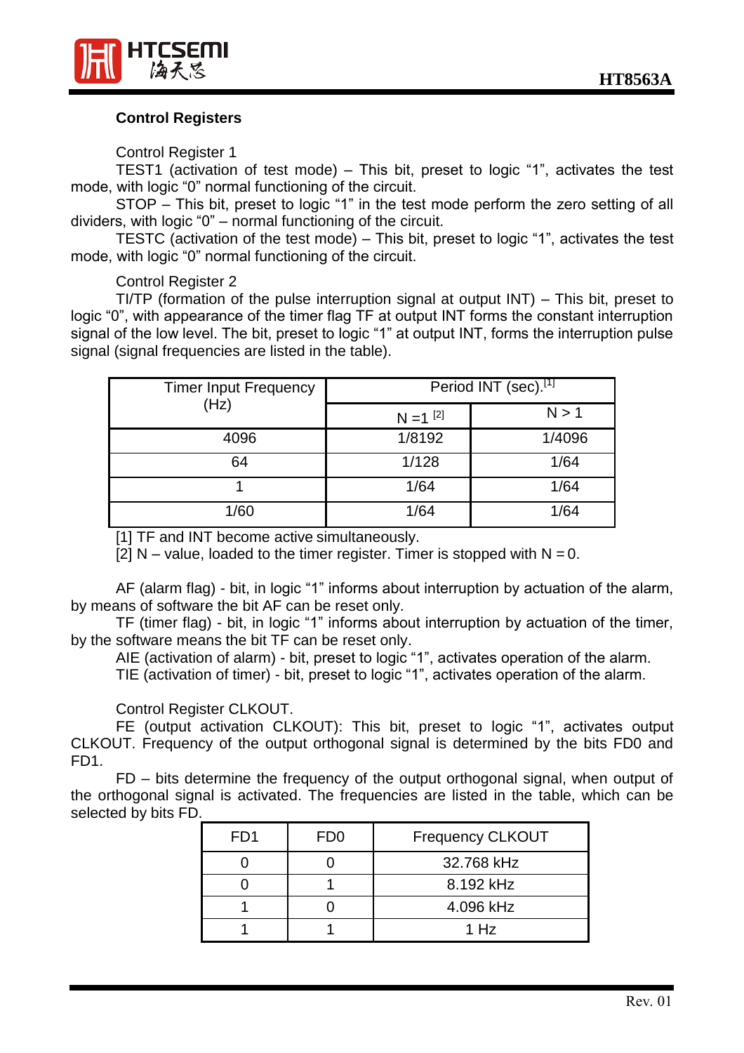### Control Registers

Control Register 1

TEST1 (activation of test mode) – This bit, preset to logic "1", activates the test mode, with logic "0" normal functioning of the circuit.

STOP – This bit, preset to logic "1" in the test mode perform the zero setting of all dividers, with logic "0" – normal functioning of the circuit.

TESTC (activation of the test mode) – This bit, preset to logic "1", activates the test mode, with logic "0" normal functioning of the circuit.

Control Register 2

TI/TP (formation of the pulse interruption signal at output INT) – This bit, preset to logic "0", with appearance of the timer flag TF at output INT forms the constant interruption signal of the low level. The bit, preset to logic "1" at output INT, forms the interruption pulse signal (signal frequencies are listed in the table).

| Timer Input Frequency (Hz) | Period INT (sec).[1] | |
|---|---|---|
| | N =1 [2] | N > 1 |
| 4096 | 1/8192 | 1/4096 |
| 64 | 1/128 | 1/64 |
| 1 | 1/64 | 1/64 |
| 1/60 | 1/64 | 1/64 |

[1] TF and INT become active simultaneously.
[2] N – value, loaded to the timer register. Timer is stopped with N = 0.

AF (alarm flag) - bit, in logic "1" informs about interruption by actuation of the alarm, by means of software the bit AF can be reset only.

TF (timer flag) - bit, in logic "1" informs about interruption by actuation of the timer, by the software means the bit TF can be reset only.

AIE (activation of alarm) - bit, preset to logic "1", activates operation of the alarm.

TIE (activation of timer) - bit, preset to logic "1", activates operation of the alarm.

Control Register CLKOUT.

FE (output activation CLKOUT): This bit, preset to logic "1", activates output CLKOUT. Frequency of the output orthogonal signal is determined by the bits FD0 and FD1.

FD – bits determine the frequency of the output orthogonal signal, when output of the orthogonal signal is activated. The frequencies are listed in the table, which can be selected by bits FD.

| FD1 | FD0 | Frequency CLKOUT |
|---|---|---|
| 0 | 0 | 32.768 kHz |
| 0 | 1 | 8.192 kHz |
| 1 | 0 | 4.096 kHz |
| 1 | 1 | 1 Hz |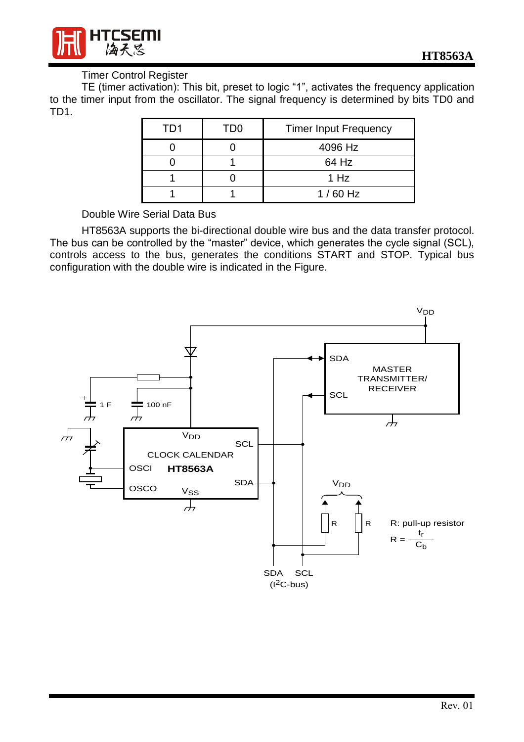Timer Control Register

TE (timer activation): This bit, preset to logic “1”, activates the frequency application to the timer input from the oscillator. The signal frequency is determined by bits TD0 and TD1.

| TD1 | TD0 | Timer Input Frequency |
|---|---|---|
| 0 | 0 | 4096 Hz |
| 0 | 1 | 64 Hz |
| 1 | 0 | 1 Hz |
| 1 | 1 | 1 / 60 Hz |

Double Wire Serial Data Bus

HT8563A supports the bi-directional double wire bus and the data transfer protocol. The bus can be controlled by the “master” device, which generates the cycle signal (SCL), controls access to the bus, generates the conditions START and STOP. Typical bus configuration with the double wire is indicated in the Figure.

$V_{DD}$

SDA MASTER TRANSMITTER/ RECEIVER SCL

1 F 100 nF

$V_{DD}$ SCL CLOCK CALENDAR OSCI **HT8563A** OSCO $V_{SS}$ SDA

$V_{DD}$ R R

R: pull-up resistor

$$R = \frac{t_r}{C_b}$$

SDA SCL ($I^2C$-bus)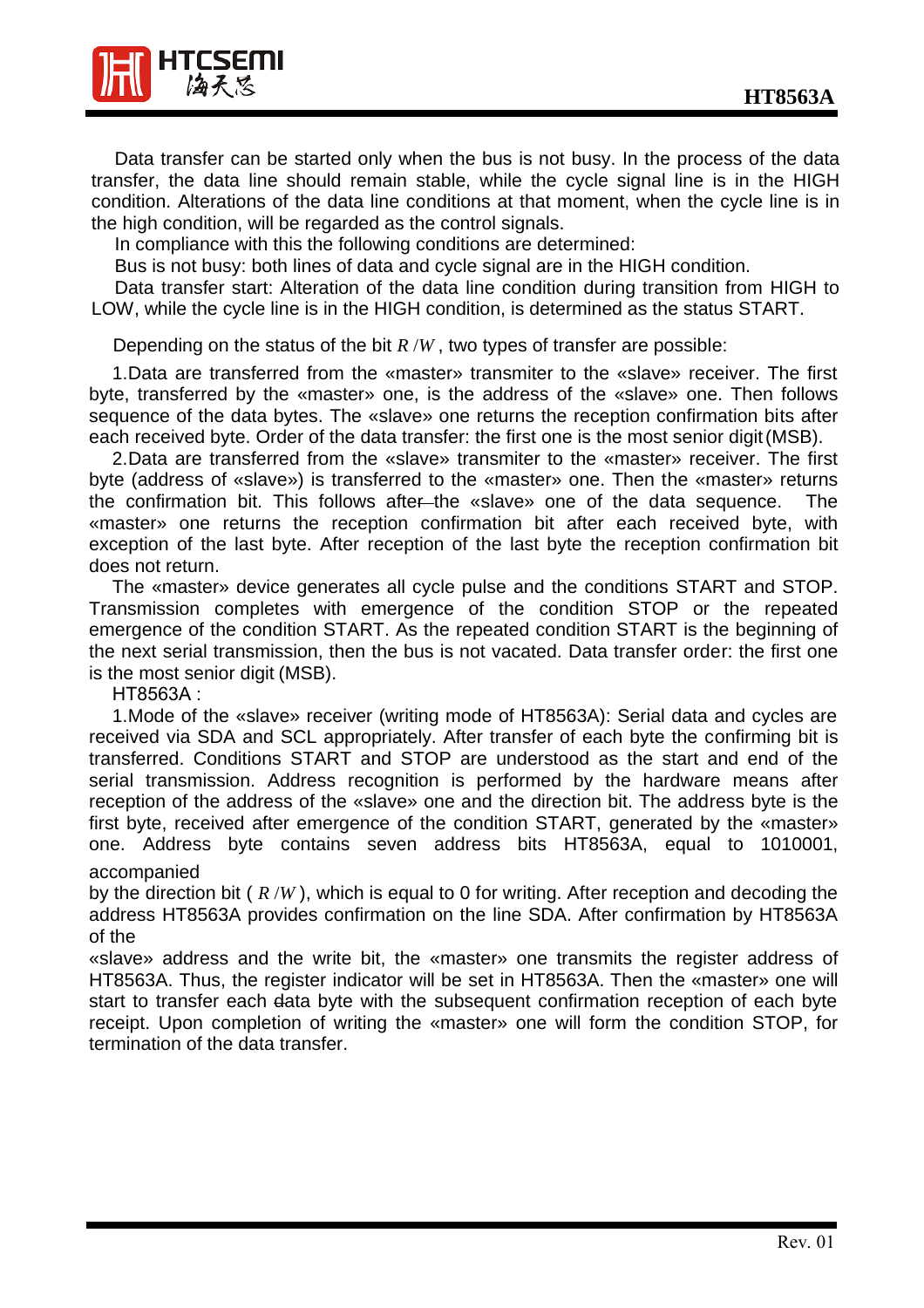Data transfer can be started only when the bus is not busy. In the process of the data transfer, the data line should remain stable, while the cycle signal line is in the HIGH condition. Alterations of the data line conditions at that moment, when the cycle line is in the high condition, will be regarded as the control signals.

In compliance with this the following conditions are determined:

Bus is not busy: both lines of data and cycle signal are in the HIGH condition.

Data transfer start: Alteration of the data line condition during transition from HIGH to LOW, while the cycle line is in the HIGH condition, is determined as the status START.

Depending on the status of the bit $R/W$, two types of transfer are possible:

1.Data are transferred from the «master» transmiter to the «slave» receiver. The first byte, transferred by the «master» one, is the address of the «slave» one. Then follows sequence of the data bytes. The «slave» one returns the reception confirmation bits after each received byte. Order of the data transfer: the first one is the most senior digit (MSB).

2.Data are transferred from the «slave» transmiter to the «master» receiver. The first byte (address of «slave») is transferred to the «master» one. Then the «master» returns the confirmation bit. This follows after the «slave» one of the data sequence. The «master» one returns the reception confirmation bit after each received byte, with exception of the last byte. After reception of the last byte the reception confirmation bit does not return.

The «master» device generates all cycle pulse and the conditions START and STOP. Transmission completes with emergence of the condition STOP or the repeated emergence of the condition START. As the repeated condition START is the beginning of the next serial transmission, then the bus is not vacated. Data transfer order: the first one is the most senior digit (MSB).

HT8563A :

1.Mode of the «slave» receiver (writing mode of HT8563A): Serial data and cycles are received via SDA and SCL appropriately. After transfer of each byte the confirming bit is transferred. Conditions START and STOP are understood as the start and end of the serial transmission. Address recognition is performed by the hardware means after reception of the address of the «slave» one and the direction bit. The address byte is the first byte, received after emergence of the condition START, generated by the «master» one. Address byte contains seven address bits HT8563A, equal to 1010001, accompanied

by the direction bit ( $R/W$ ), which is equal to 0 for writing. After reception and decoding the address HT8563A provides confirmation on the line SDA. After confirmation by HT8563A of the

«slave» address and the write bit, the «master» one transmits the register address of HT8563A. Thus, the register indicator will be set in HT8563A. Then the «master» one will start to transfer each data byte with the subsequent confirmation reception of each byte receipt. Upon completion of writing the «master» one will form the condition STOP, for termination of the data transfer.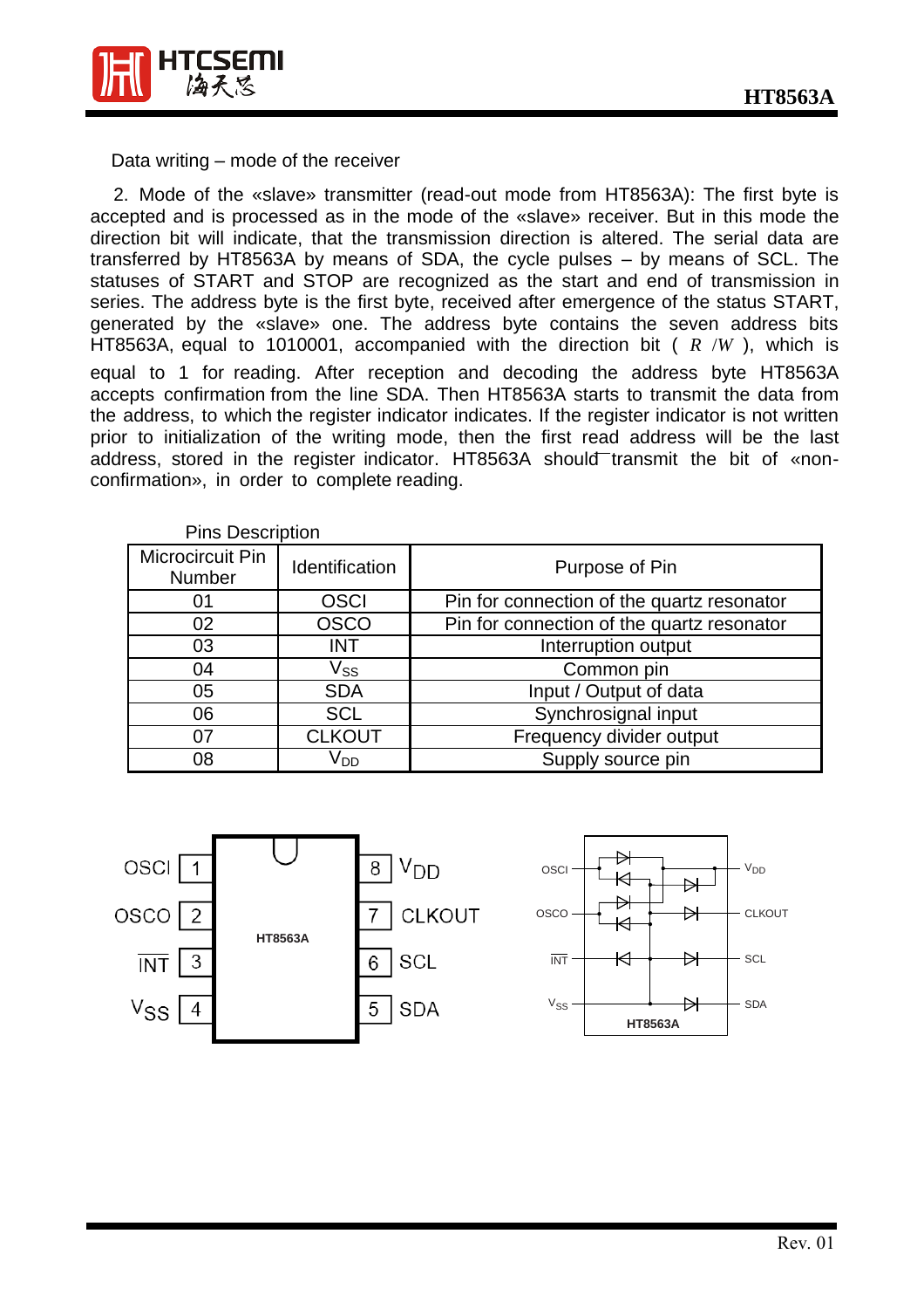Data writing – mode of the receiver

2. Mode of the «slave» transmitter (read-out mode from HT8563A): The first byte is accepted and is processed as in the mode of the «slave» receiver. But in this mode the direction bit will indicate, that the transmission direction is altered. The serial data are transferred by HT8563A by means of SDA, the cycle pulses – by means of SCL. The statuses of START and STOP are recognized as the start and end of transmission in series. The address byte is the first byte, received after emergence of the status START, generated by the «slave» one. The address byte contains the seven address bits HT8563A, equal to 1010001, accompanied with the direction bit ( $R/\overline{W}$ ), which is equal to 1 for reading. After reception and decoding the address byte HT8563A accepts confirmation from the line SDA. Then HT8563A starts to transmit the data from the address, to which the register indicator indicates. If the register indicator is not written prior to initialization of the writing mode, then the first read address will be the last address, stored in the register indicator. HT8563A should transmit the bit of «non-confirmation», in order to complete reading.

Pins Description

| Microcircuit Pin Number | Identification | Purpose of Pin |
|---|---|---|
| 01 | OSCI | Pin for connection of the quartz resonator |
| 02 | OSCO | Pin for connection of the quartz resonator |
| 03 | INT | Interruption output |
| 04 | $V_{SS}$ | Common pin |
| 05 | SDA | Input / Output of data |
| 06 | SCL | Synchrosignal input |
| 07 | CLKOUT | Frequency divider output |
| 08 | $V_{DD}$ | Supply source pin |

OSCI 1 | 8 $V_{DD}$
OSCO 2 | 7 CLKOUT
$\overline{INT}$ 3 | 6 SCL
$V_{SS}$ 4 | 5 SDA

HT8563A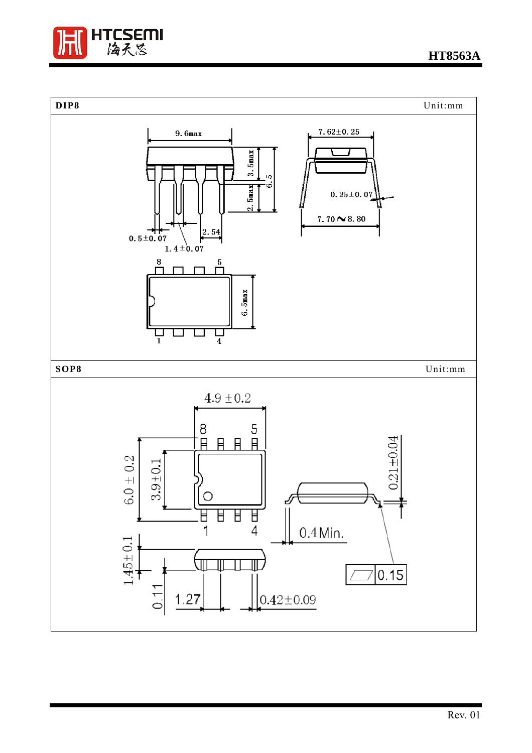## DIP8

Unit:mm

9.6max

7.62±0.25

3.5max

6.5

2.5max

0.25±0.07

7.70∿8.80

0.5±0.07

2.54

1.4±0.07

8 5

6.5max

1 4

## SOP8

Unit:mm

4.9 ±0.2

8 5

6.0 ± 0.2

3.9±0.1

0.21±0.04

1 4

0.4Min.

1.45±0.1

0.15

0.11

1.27

0.42±0.09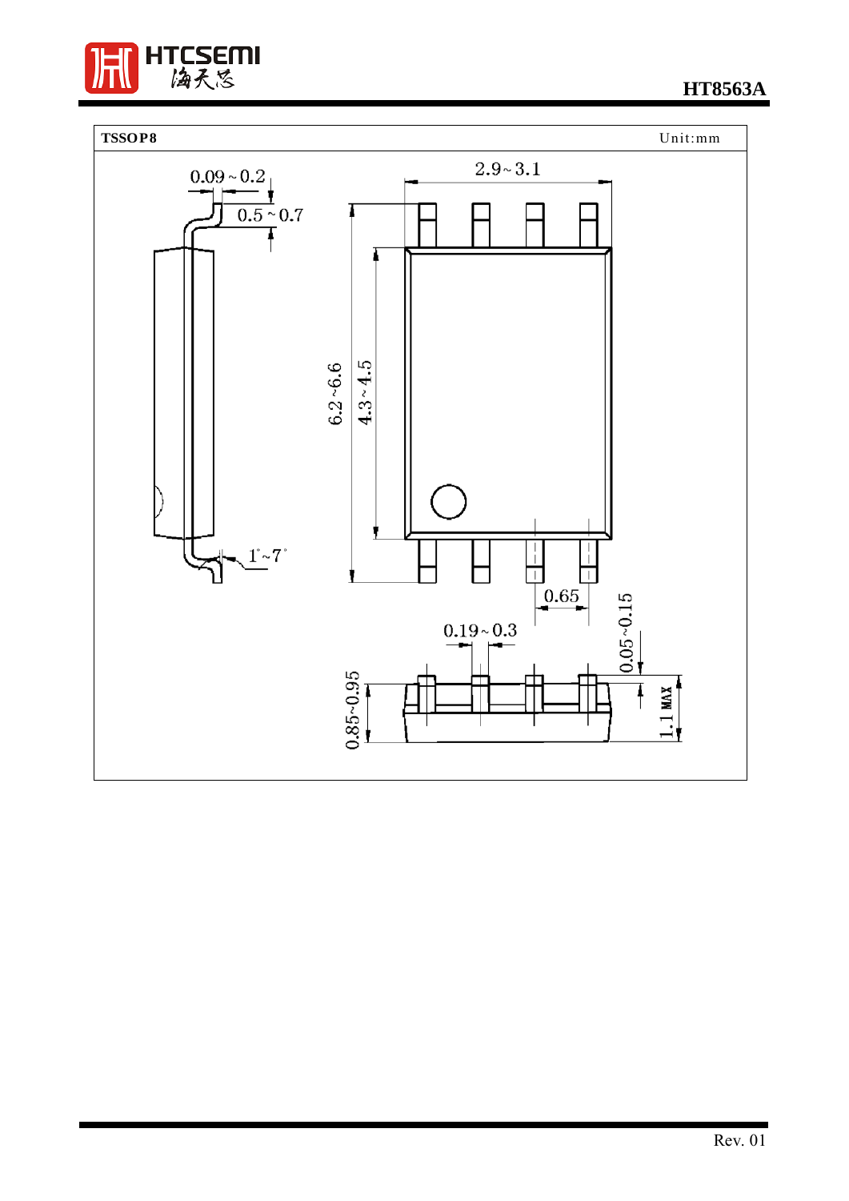TSSOP8

Unit:mm

0.09 ~ 0.2

0.5 ~ 0.7

1° ~ 7°

2.9 ~ 3.1

6.2 ~ 6.6

4.3 ~ 4.5

0.65

0.19 ~ 0.3

0.05 ~ 0.15

0.85 ~ 0.95

1.1 MAX